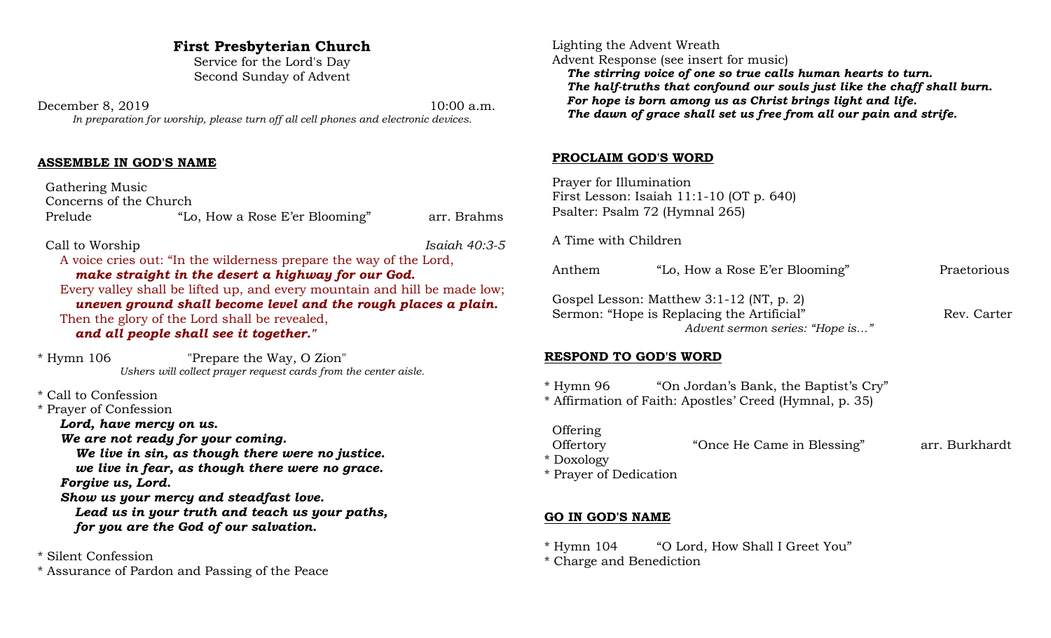# First Presbyterian Church

Service for the Lord's Day
Second Sunday of Advent

December 8, 2019 10:00 a.m.

*In preparation for worship, please turn off all cell phones and electronic devices.*

## ASSEMBLE IN GOD'S NAME

Gathering Music
Concerns of the Church
Prelude "Lo, How a Rose E'er Blooming" arr. Brahms

Call to Worship *Isaiah 40:3-5*

A voice cries out: "In the wilderness prepare the way of the Lord,
***make straight in the desert a highway for our God.***
Every valley shall be lifted up, and every mountain and hill be made low;
***uneven ground shall become level and the rough places a plain.***
Then the glory of the Lord shall be revealed,
***and all people shall see it together."***

\* Hymn 106 "Prepare the Way, O Zion"
*Ushers will collect prayer request cards from the center aisle.*

\* Call to Confession
\* Prayer of Confession

***Lord, have mercy on us.***
***We are not ready for your coming.***
***We live in sin, as though there were no justice.***
***we live in fear, as though there were no grace.***
***Forgive us, Lord.***
***Show us your mercy and steadfast love.***
***Lead us in your truth and teach us your paths,***
***for you are the God of our salvation.***

\* Silent Confession
\* Assurance of Pardon and Passing of the Peace

Lighting the Advent Wreath
Advent Response (see insert for music)

***The stirring voice of one so true calls human hearts to turn.***
***The half-truths that confound our souls just like the chaff shall burn.***
***For hope is born among us as Christ brings light and life.***
***The dawn of grace shall set us free from all our pain and strife.***

## PROCLAIM GOD'S WORD

Prayer for Illumination
First Lesson: Isaiah 11:1-10 (OT p. 640)
Psalter: Psalm 72 (Hymnal 265)

A Time with Children

Anthem "Lo, How a Rose E'er Blooming" Praetorious

Gospel Lesson: Matthew 3:1-12 (NT, p. 2)
Sermon: "Hope is Replacing the Artificial" Rev. Carter
*Advent sermon series: "Hope is…"*

## RESPOND TO GOD'S WORD

\* Hymn 96 "On Jordan's Bank, the Baptist's Cry"
\* Affirmation of Faith: Apostles' Creed (Hymnal, p. 35)

Offering
Offertory "Once He Came in Blessing" arr. Burkhardt
\* Doxology
\* Prayer of Dedication

## GO IN GOD'S NAME

\* Hymn 104 "O Lord, How Shall I Greet You"
\* Charge and Benediction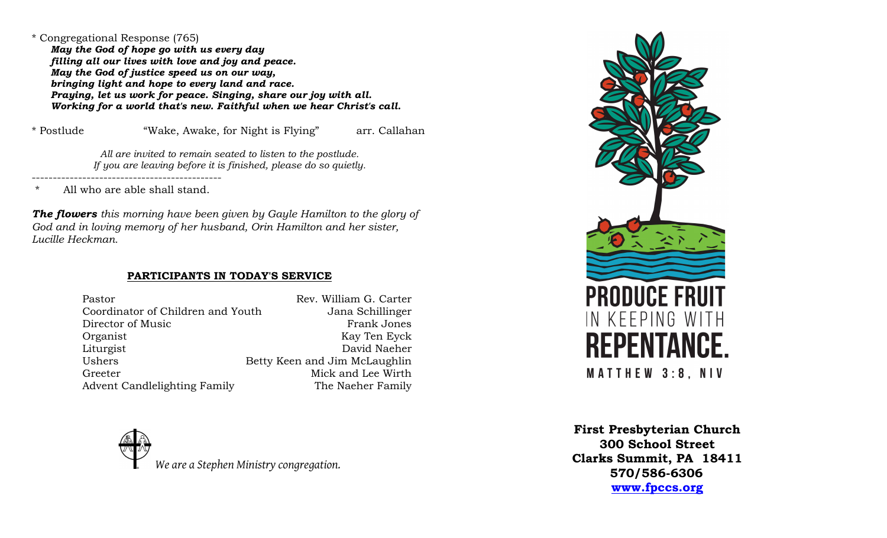* Congregational Response (765)

***May the God of hope go with us every day***
***filling all our lives with love and joy and peace.***
***May the God of justice speed us on our way,***
***bringing light and hope to every land and race.***
***Praying, let us work for peace. Singing, share our joy with all.***
***Working for a world that's new. Faithful when we hear Christ's call.***

* Postlude "Wake, Awake, for Night is Flying" arr. Callahan

*All are invited to remain seated to listen to the postlude.*
*If you are leaving before it is finished, please do so quietly.*

---

\* All who are able shall stand.

***The flowers*** *this morning have been given by Gayle Hamilton to the glory of God and in loving memory of her husband, Orin Hamilton and her sister, Lucille Heckman.*

## PARTICIPANTS IN TODAY'S SERVICE

| | |
|---|---|
| Pastor | Rev. William G. Carter |
| Coordinator of Children and Youth | Jana Schillinger |
| Director of Music | Frank Jones |
| Organist | Kay Ten Eyck |
| Liturgist | David Naeher |
| Ushers | Betty Keen and Jim McLaughlin |
| Greeter | Mick and Lee Wirth |
| Advent Candlelighting Family | The Naeher Family |

*We are a Stephen Ministry congregation.*

PRODUCE FRUIT IN KEEPING WITH REPENTANCE.
MATTHEW 3:8, NIV

**First Presbyterian Church**
**300 School Street**
**Clarks Summit, PA 18411**
**570/586-6306**
**www.fpccs.org**